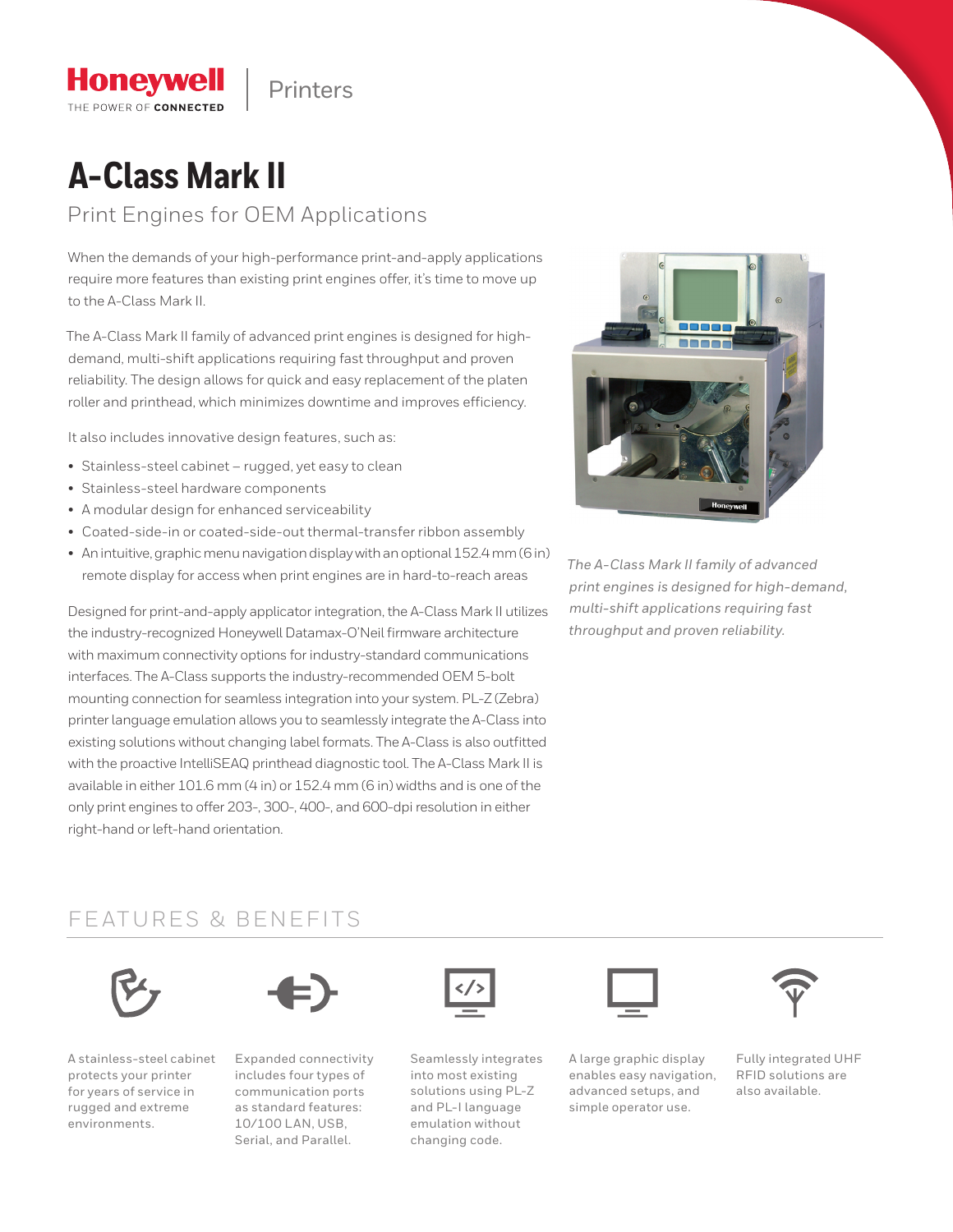Honeywell
THE POWER OF CONNECTED

Printers

# A-Class Mark II

## Print Engines for OEM Applications

When the demands of your high-performance print-and-apply applications require more features than existing print engines offer, it's time to move up to the A-Class Mark II.

The A-Class Mark II family of advanced print engines is designed for high-demand, multi-shift applications requiring fast throughput and proven reliability. The design allows for quick and easy replacement of the platen roller and printhead, which minimizes downtime and improves efficiency.

It also includes innovative design features, such as:

- Stainless-steel cabinet – rugged, yet easy to clean
- Stainless-steel hardware components
- A modular design for enhanced serviceability
- Coated-side-in or coated-side-out thermal-transfer ribbon assembly
- An intuitive, graphic menu navigation display with an optional 152.4 mm (6 in) remote display for access when print engines are in hard-to-reach areas

Designed for print-and-apply applicator integration, the A-Class Mark II utilizes the industry-recognized Honeywell Datamax-O'Neil firmware architecture with maximum connectivity options for industry-standard communications interfaces. The A-Class supports the industry-recommended OEM 5-bolt mounting connection for seamless integration into your system. PL-Z (Zebra) printer language emulation allows you to seamlessly integrate the A-Class into existing solutions without changing label formats. The A-Class is also outfitted with the proactive IntelliSEAQ printhead diagnostic tool. The A-Class Mark II is available in either 101.6 mm (4 in) or 152.4 mm (6 in) widths and is one of the only print engines to offer 203-, 300-, 400-, and 600-dpi resolution in either right-hand or left-hand orientation.

*The A-Class Mark II family of advanced print engines is designed for high-demand, multi-shift applications requiring fast throughput and proven reliability.*

## FEATURES & BENEFITS

A stainless-steel cabinet protects your printer for years of service in rugged and extreme environments.

Expanded connectivity includes four types of communication ports as standard features: 10/100 LAN, USB, Serial, and Parallel.

Seamlessly integrates into most existing solutions using PL-Z and PL-I language emulation without changing code.

A large graphic display enables easy navigation, advanced setups, and simple operator use.

Fully integrated UHF RFID solutions are also available.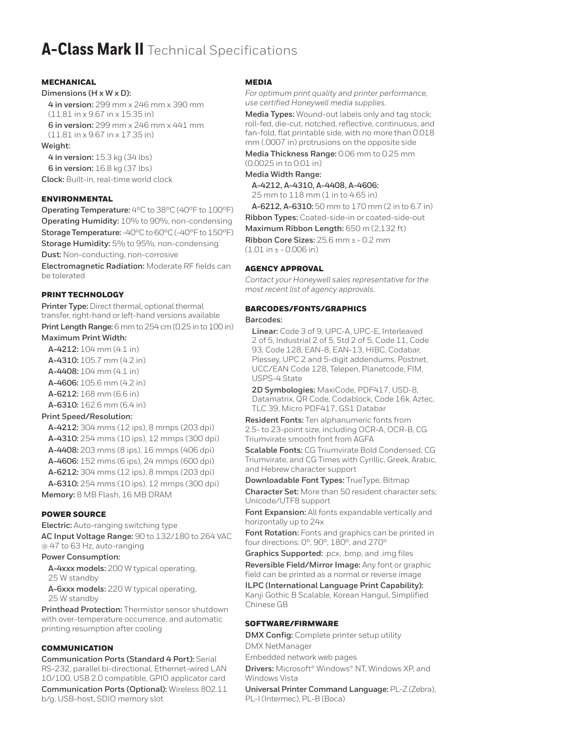# **A-Class Mark II** Technical Specifications

### MECHANICAL

**Dimensions (H x W x D):**

**4 in version:** 299 mm x 246 mm x 390 mm (11.81 in x 9.67 in x 15.35 in)

**6 in version:** 299 mm x 246 mm x 441 mm (11.81 in x 9.67 in x 17.35 in)

**Weight:**

**4 in version:** 15.3 kg (34 lbs)

**6 in version:** 16.8 kg (37 lbs)

**Clock:** Built-in, real-time world clock

### ENVIRONMENTAL

**Operating Temperature:** 4°C to 38°C (40°F to 100°F)

**Operating Humidity:** 10% to 90%, non-condensing

**Storage Temperature:** -40°C to 60°C (-40°F to 150°F)

**Storage Humidity:** 5% to 95%, non-condensing

**Dust:** Non-conducting, non-corrosive

**Electromagnetic Radiation:** Moderate RF fields can be tolerated

### PRINT TECHNOLOGY

**Printer Type:** Direct thermal, optional thermal transfer, right-hand or left-hand versions available

**Print Length Range:** 6 mm to 254 cm (0.25 in to 100 in)

**Maximum Print Width:**

**A-4212:** 104 mm (4.1 in)

**A-4310:** 105.7 mm (4.2 in)

**A-4408:** 104 mm (4.1 in)

**A-4606:** 105.6 mm (4.2 in)

**A-6212:** 168 mm (6.6 in)

**A-6310:** 162.6 mm (6.4 in)

**Print Speed/Resolution:**

**A-4212:** 304 mms (12 ips), 8 mmps (203 dpi)

**A-4310:** 254 mms (10 ips), 12 mmps (300 dpi)

**A-4408:** 203 mms (8 ips), 16 mmps (406 dpi)

**A-4606:** 152 mms (6 ips), 24 mmps (600 dpi)

**A-6212:** 304 mms (12 ips), 8 mmps (203 dpi)

**A-6310:** 254 mms (10 ips), 12 mmps (300 dpi)

**Memory:** 8 MB Flash, 16 MB DRAM

### POWER SOURCE

**Electric:** Auto-ranging switching type

**AC Input Voltage Range:** 90 to 132/180 to 264 VAC @ 47 to 63 Hz, auto-ranging

**Power Consumption:**

**A-4xxx models:** 200 W typical operating, 25 W standby

**A-6xxx models:** 220 W typical operating, 25 W standby

**Printhead Protection:** Thermistor sensor shutdown with over-temperature occurrence, and automatic printing resumption after cooling

### COMMUNICATION

**Communication Ports (Standard 4 Port):** Serial RS-232, parallel bi-directional, Ethernet-wired LAN 10/100, USB 2.0 compatible, GPIO applicator card

**Communication Ports (Optional):** Wireless 802.11 b/g, USB-host, SDIO memory slot

### MEDIA

*For optimum print quality and printer performance, use certified Honeywell media supplies.*

**Media Types:** Wound-out labels only and tag stock; roll-fed, die-cut, notched, reflective, continuous, and fan-fold, flat printable side, with no more than 0.018 mm (.0007 in) protrusions on the opposite side

**Media Thickness Range:** 0.06 mm to 0.25 mm (0.0025 in to 0.01 in)

**Media Width Range:**

**A-4212, A-4310, A-4408, A-4606:** 25 mm to 118 mm (1 in to 4.65 in)

**A-6212, A-6310:** 50 mm to 170 mm (2 in to 6.7 in)

**Ribbon Types:** Coated-side-in or coated-side-out

**Maximum Ribbon Length:** 650 m (2,132 ft)

**Ribbon Core Sizes:** 25.6 mm ± - 0.2 mm (1.01 in ± - 0.006 in)

### AGENCY APPROVAL

*Contact your Honeywell sales representative for the most recent list of agency approvals.*

### BARCODES/FONTS/GRAPHICS

**Barcodes:**

**Linear:** Code 3 of 9, UPC-A, UPC-E, Interleaved 2 of 5, Industrial 2 of 5, Std 2 of 5, Code 11, Code 93, Code 128, EAN-8, EAN-13, HIBC, Codabar, Plessey, UPC 2 and 5-digit addendums, Postnet, UCC/EAN Code 128, Telepen, Planetcode, FIM, USPS-4 State

**2D Symbologies:** MaxiCode, PDF417, USD-8, Datamatrix, QR Code, Codablock, Code 16k, Aztec, TLC 39, Micro PDF417, GS1 Databar

**Resident Fonts:** Ten alphanumeric fonts from 2.5- to 23-point size, including OCR-A, OCR-B, CG Triumvirate smooth font from AGFA

**Scalable Fonts:** CG Triumvirate Bold Condensed, CG Triumvirate, and CG Times with Cyrillic, Greek, Arabic, and Hebrew character support

**Downloadable Font Types:** TrueType, Bitmap

**Character Set:** More than 50 resident character sets; Unicode/UTF8 support

**Font Expansion:** All fonts expandable vertically and horizontally up to 24x

**Font Rotation:** Fonts and graphics can be printed in four directions: 0°, 90°, 180°, and 270°

**Graphics Supported:** .pcx, .bmp, and .img files

**Reversible Field/Mirror Image:** Any font or graphic field can be printed as a normal or reverse image

**ILPC (International Language Print Capability):** Kanji Gothic B Scalable, Korean Hangul, Simplified Chinese GB

### SOFTWARE/FIRMWARE

**DMX Config:** Complete printer setup utility

DMX NetManager

Embedded network web pages

**Drivers:** Microsoft® Windows® NT, Windows XP, and Windows Vista

**Universal Printer Command Language:** PL-Z (Zebra), PL-I (Intermec), PL-B (Boca)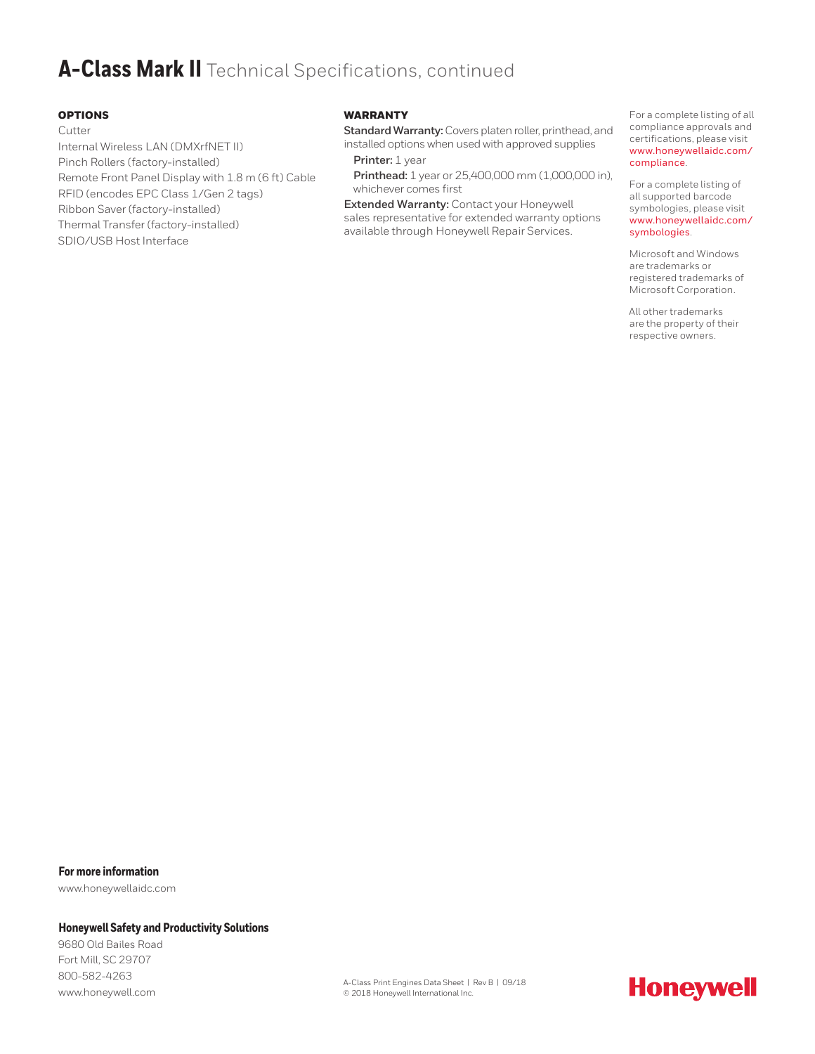# **A-Class Mark II** Technical Specifications, continued

### OPTIONS

Cutter
Internal Wireless LAN (DMXrfNET II)
Pinch Rollers (factory-installed)
Remote Front Panel Display with 1.8 m (6 ft) Cable
RFID (encodes EPC Class 1/Gen 2 tags)
Ribbon Saver (factory-installed)
Thermal Transfer (factory-installed)
SDIO/USB Host Interface

### WARRANTY

**Standard Warranty:** Covers platen roller, printhead, and installed options when used with approved supplies

**Printer:** 1 year

**Printhead:** 1 year or 25,400,000 mm (1,000,000 in), whichever comes first

**Extended Warranty:** Contact your Honeywell sales representative for extended warranty options available through Honeywell Repair Services.

For a complete listing of all compliance approvals and certifications, please visit www.honeywellaidc.com/compliance.

For a complete listing of all supported barcode symbologies, please visit www.honeywellaidc.com/symbologies.

Microsoft and Windows are trademarks or registered trademarks of Microsoft Corporation.

All other trademarks are the property of their respective owners.

**For more information**
www.honeywellaidc.com

**Honeywell Safety and Productivity Solutions**
9680 Old Bailes Road
Fort Mill, SC 29707
800-582-4263
www.honeywell.com

A-Class Print Engines Data Sheet | Rev B | 09/18
© 2018 Honeywell International Inc.

Honeywell